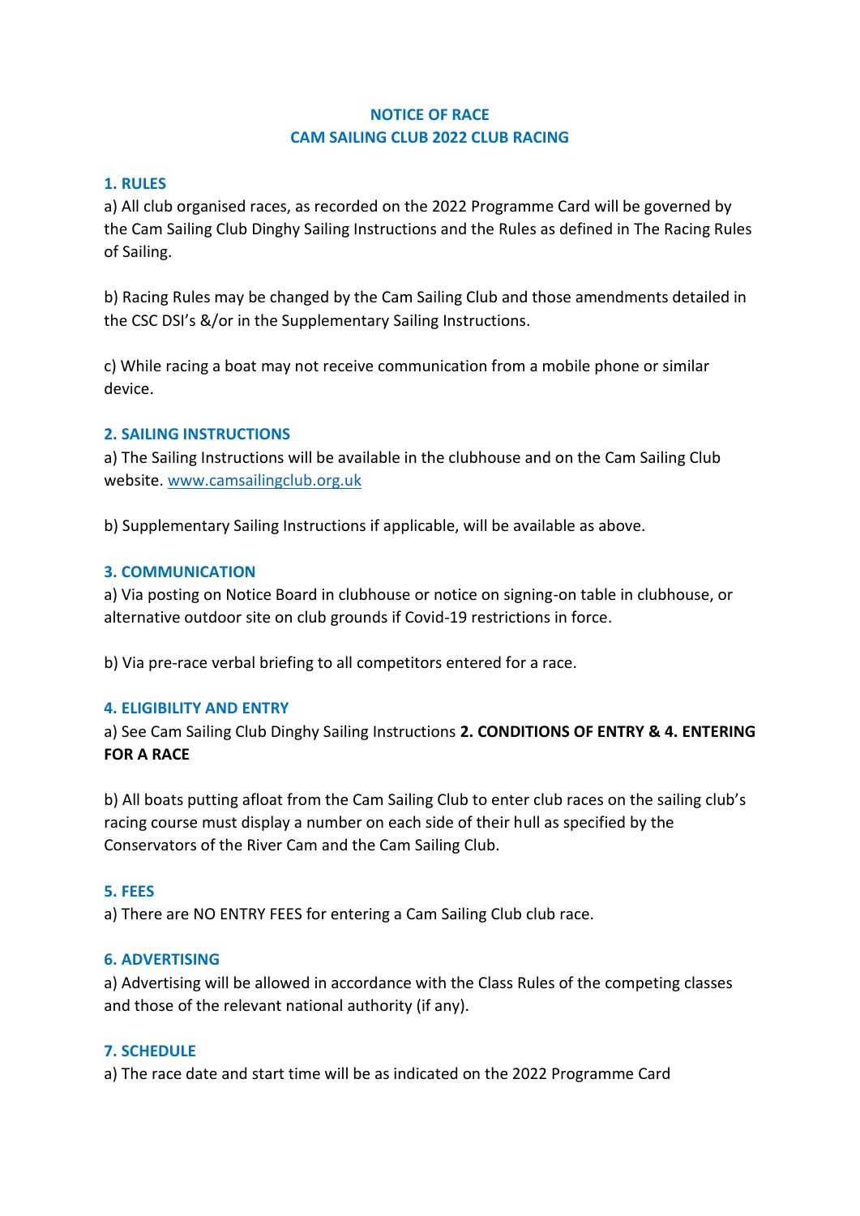# NOTICE OF RACE
# CAM SAILING CLUB 2022 CLUB RACING

## 1. RULES

a) All club organised races, as recorded on the 2022 Programme Card will be governed by the Cam Sailing Club Dinghy Sailing Instructions and the Rules as defined in The Racing Rules of Sailing.

b) Racing Rules may be changed by the Cam Sailing Club and those amendments detailed in the CSC DSI's &/or in the Supplementary Sailing Instructions.

c) While racing a boat may not receive communication from a mobile phone or similar device.

## 2. SAILING INSTRUCTIONS

a) The Sailing Instructions will be available in the clubhouse and on the Cam Sailing Club website. [www.camsailingclub.org.uk](http://www.camsailingclub.org.uk)

b) Supplementary Sailing Instructions if applicable, will be available as above.

## 3. COMMUNICATION

a) Via posting on Notice Board in clubhouse or notice on signing-on table in clubhouse, or alternative outdoor site on club grounds if Covid-19 restrictions in force.

b) Via pre-race verbal briefing to all competitors entered for a race.

## 4. ELIGIBILITY AND ENTRY

a) See Cam Sailing Club Dinghy Sailing Instructions **2. CONDITIONS OF ENTRY & 4. ENTERING FOR A RACE**

b) All boats putting afloat from the Cam Sailing Club to enter club races on the sailing club's racing course must display a number on each side of their hull as specified by the Conservators of the River Cam and the Cam Sailing Club.

## 5. FEES

a) There are NO ENTRY FEES for entering a Cam Sailing Club club race.

## 6. ADVERTISING

a) Advertising will be allowed in accordance with the Class Rules of the competing classes and those of the relevant national authority (if any).

## 7. SCHEDULE

a) The race date and start time will be as indicated on the 2022 Programme Card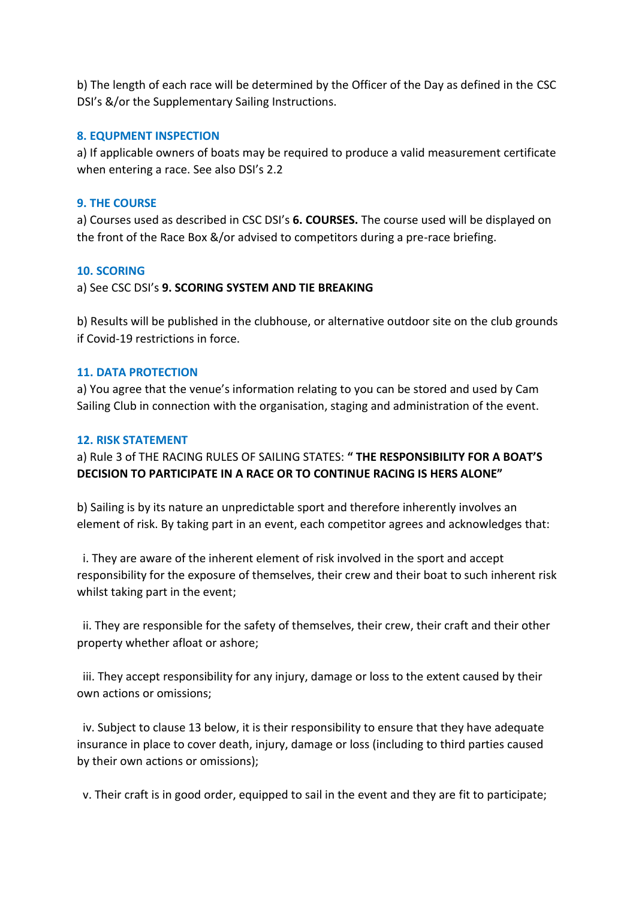b) The length of each race will be determined by the Officer of the Day as defined in the CSC DSI's &/or the Supplementary Sailing Instructions.

## 8. EQUPMENT INSPECTION

a) If applicable owners of boats may be required to produce a valid measurement certificate when entering a race. See also DSI's 2.2

## 9. THE COURSE

a) Courses used as described in CSC DSI's **6. COURSES.** The course used will be displayed on the front of the Race Box &/or advised to competitors during a pre-race briefing.

## 10. SCORING

a) See CSC DSI's **9. SCORING SYSTEM AND TIE BREAKING**

b) Results will be published in the clubhouse, or alternative outdoor site on the club grounds if Covid-19 restrictions in force.

## 11. DATA PROTECTION

a) You agree that the venue's information relating to you can be stored and used by Cam Sailing Club in connection with the organisation, staging and administration of the event.

## 12. RISK STATEMENT

a) Rule 3 of THE RACING RULES OF SAILING STATES: **" THE RESPONSIBILITY FOR A BOAT'S DECISION TO PARTICIPATE IN A RACE OR TO CONTINUE RACING IS HERS ALONE"**

b) Sailing is by its nature an unpredictable sport and therefore inherently involves an element of risk. By taking part in an event, each competitor agrees and acknowledges that:

i. They are aware of the inherent element of risk involved in the sport and accept responsibility for the exposure of themselves, their crew and their boat to such inherent risk whilst taking part in the event;

ii. They are responsible for the safety of themselves, their crew, their craft and their other property whether afloat or ashore;

iii. They accept responsibility for any injury, damage or loss to the extent caused by their own actions or omissions;

iv. Subject to clause 13 below, it is their responsibility to ensure that they have adequate insurance in place to cover death, injury, damage or loss (including to third parties caused by their own actions or omissions);

v. Their craft is in good order, equipped to sail in the event and they are fit to participate;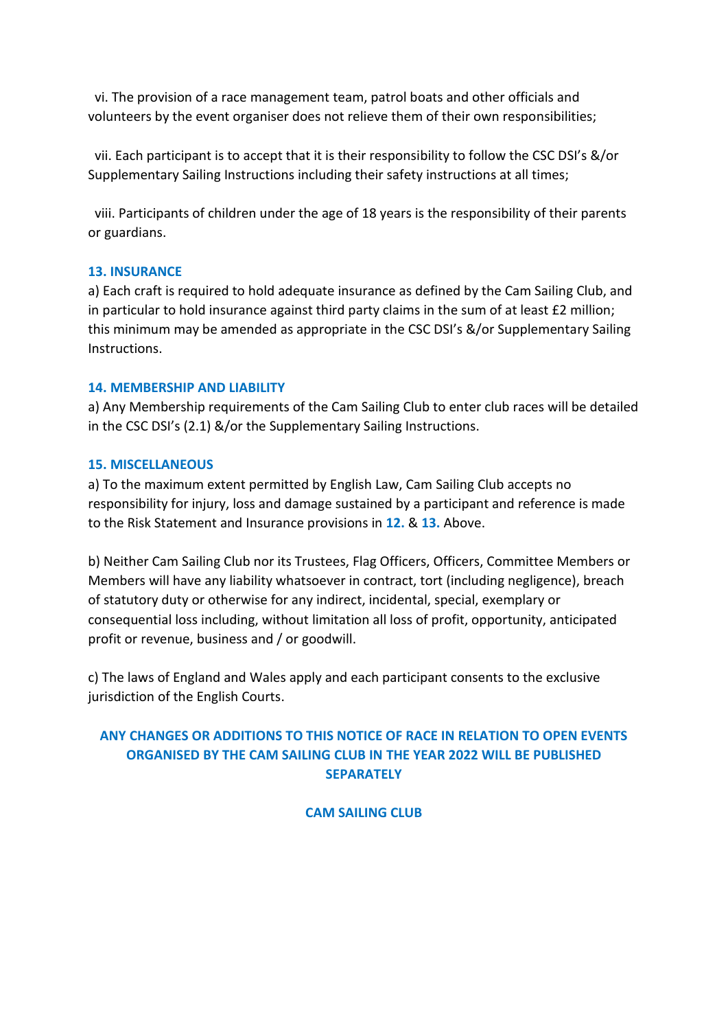vi. The provision of a race management team, patrol boats and other officials and volunteers by the event organiser does not relieve them of their own responsibilities;

vii. Each participant is to accept that it is their responsibility to follow the CSC DSI's &/or Supplementary Sailing Instructions including their safety instructions at all times;

viii. Participants of children under the age of 18 years is the responsibility of their parents or guardians.

## 13. INSURANCE

a) Each craft is required to hold adequate insurance as defined by the Cam Sailing Club, and in particular to hold insurance against third party claims in the sum of at least £2 million; this minimum may be amended as appropriate in the CSC DSI's &/or Supplementary Sailing Instructions.

## 14. MEMBERSHIP AND LIABILITY

a) Any Membership requirements of the Cam Sailing Club to enter club races will be detailed in the CSC DSI's (2.1) &/or the Supplementary Sailing Instructions.

## 15. MISCELLANEOUS

a) To the maximum extent permitted by English Law, Cam Sailing Club accepts no responsibility for injury, loss and damage sustained by a participant and reference is made to the Risk Statement and Insurance provisions in **12.** & **13.** Above.

b) Neither Cam Sailing Club nor its Trustees, Flag Officers, Officers, Committee Members or Members will have any liability whatsoever in contract, tort (including negligence), breach of statutory duty or otherwise for any indirect, incidental, special, exemplary or consequential loss including, without limitation all loss of profit, opportunity, anticipated profit or revenue, business and / or goodwill.

c) The laws of England and Wales apply and each participant consents to the exclusive jurisdiction of the English Courts.

**ANY CHANGES OR ADDITIONS TO THIS NOTICE OF RACE IN RELATION TO OPEN EVENTS ORGANISED BY THE CAM SAILING CLUB IN THE YEAR 2022 WILL BE PUBLISHED SEPARATELY**

**CAM SAILING CLUB**